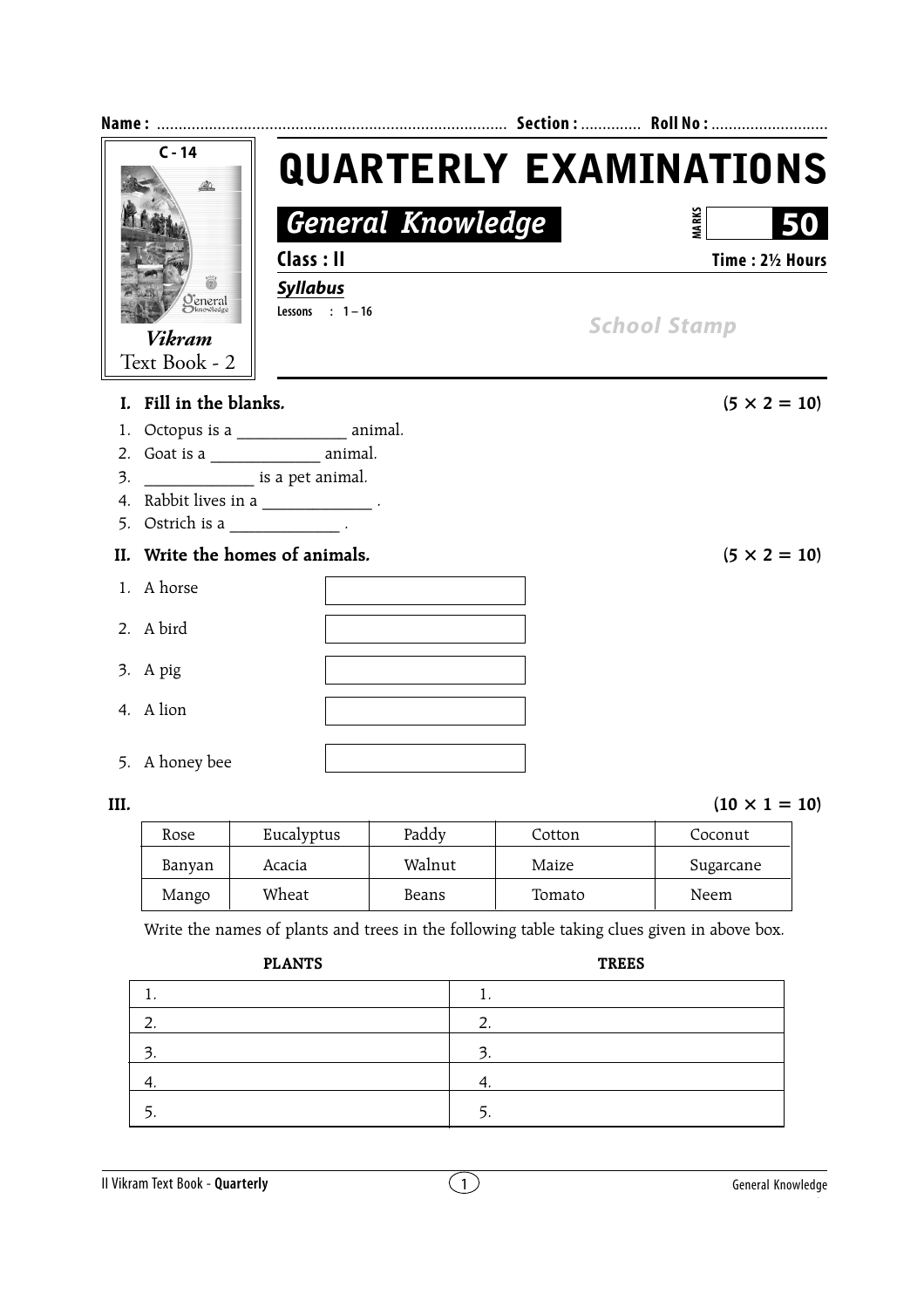Name : ................................................................................. Section : ............. Roll No : ...........................

C - 14

*Vikram*
Text Book - 2

# QUARTERLY EXAMINATIONS

## *General Knowledge*

MARKS **50**

**Class : II**

**Time : 2½ Hours**

***Syllabus***

**Lessons : 1 – 16**

School Stamp

### I. Fill in the blanks. (5 × 2 = 10)

1. Octopus is a _____________ animal.
2. Goat is a _____________ animal.
3. _____________ is a pet animal.
4. Rabbit lives in a _____________ .
5. Ostrich is a _____________ .

### II. Write the homes of animals. (5 × 2 = 10)

1. A horse ____________
2. A bird ____________
3. A pig ____________
4. A lion ____________
5. A honey bee ____________

### III. (10 × 1 = 10)

| Rose | Eucalyptus | Paddy | Cotton | Coconut |
|---|---|---|---|---|
| Banyan | Acacia | Walnut | Maize | Sugarcane |
| Mango | Wheat | Beans | Tomato | Neem |

Write the names of plants and trees in the following table taking clues given in above box.

| PLANTS | TREES |
|---|---|
| 1. | 1. |
| 2. | 2. |
| 3. | 3. |
| 4. | 4. |
| 5. | 5. |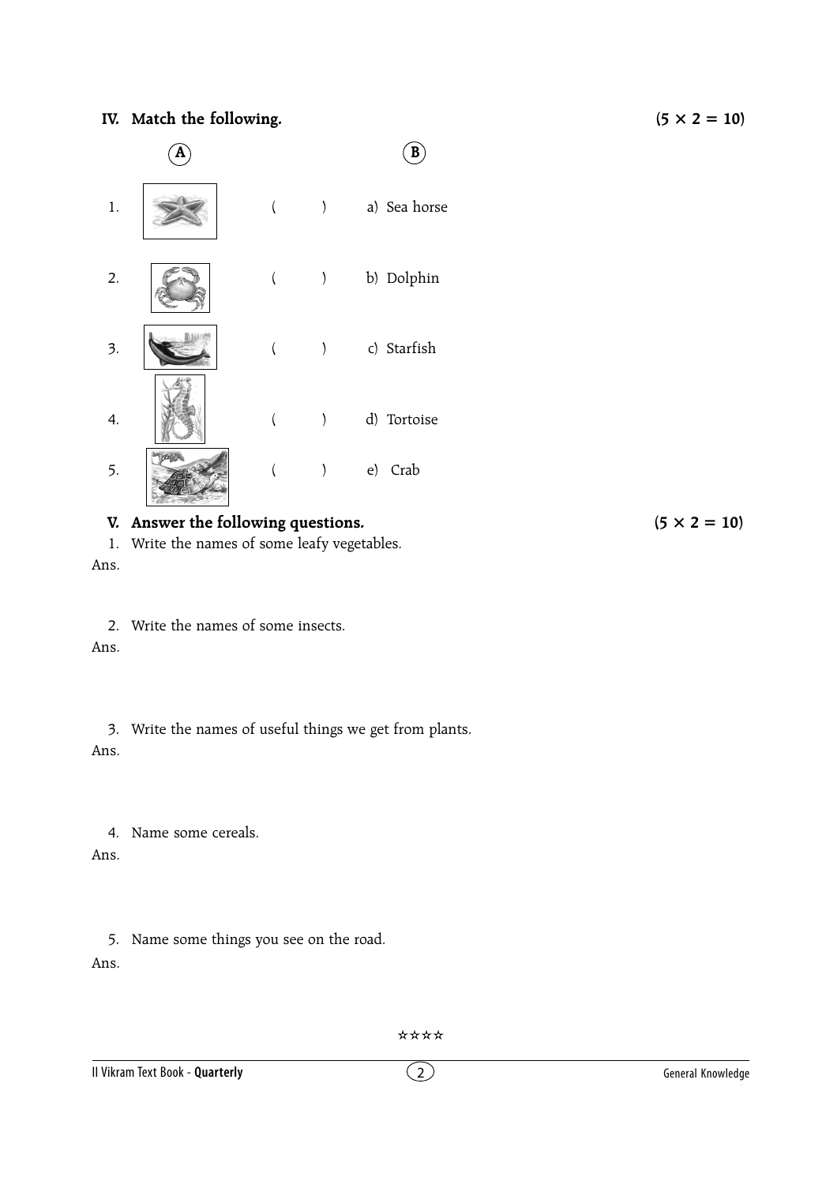## IV. Match the following. (5 × 2 = 10)

| A | | B |
|---|---|---|
| 1. | ( ) | a) Sea horse |
| 2. | ( ) | b) Dolphin |
| 3. | ( ) | c) Starfish |
| 4. | ( ) | d) Tortoise |
| 5. | ( ) | e) Crab |

## V. Answer the following questions. (5 × 2 = 10)

1. Write the names of some leafy vegetables.

Ans.

2. Write the names of some insects.

Ans.

3. Write the names of useful things we get from plants.

Ans.

4. Name some cereals.

Ans.

5. Name some things you see on the road.

Ans.

☆☆☆☆